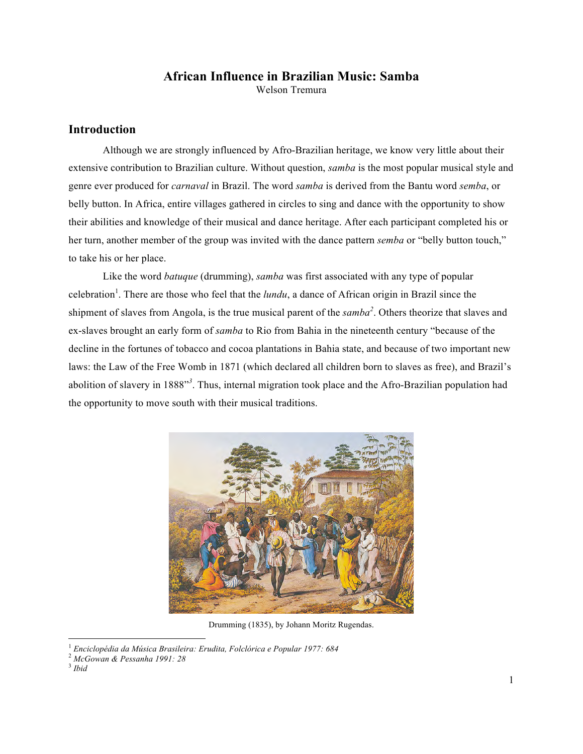# African Influence in Brazilian Music: Samba

Welson Tremura

## Introduction

Although we are strongly influenced by Afro-Brazilian heritage, we know very little about their extensive contribution to Brazilian culture. Without question, *samba* is the most popular musical style and genre ever produced for *carnaval* in Brazil. The word *samba* is derived from the Bantu word *semba*, or belly button. In Africa, entire villages gathered in circles to sing and dance with the opportunity to show their abilities and knowledge of their musical and dance heritage. After each participant completed his or her turn, another member of the group was invited with the dance pattern *semba* or "belly button touch," to take his or her place.

Like the word *batuque* (drumming), *samba* was first associated with any type of popular celebration[1]. There are those who feel that the *lundu*, a dance of African origin in Brazil since the shipment of slaves from Angola, is the true musical parent of the *samba*[2]. Others theorize that slaves and ex-slaves brought an early form of *samba* to Rio from Bahia in the nineteenth century "because of the decline in the fortunes of tobacco and cocoa plantations in Bahia state, and because of two important new laws: the Law of the Free Womb in 1871 (which declared all children born to slaves as free), and Brazil's abolition of slavery in 1888"[3]. Thus, internal migration took place and the Afro-Brazilian population had the opportunity to move south with their musical traditions.

Drumming (1835), by Johann Moritz Rugendas.

---

[1] *Enciclopédia da Música Brasileira: Erudita, Folclórica e Popular 1977: 684*

[2] *McGowan & Pessanha 1991: 28*

[3] *Ibid*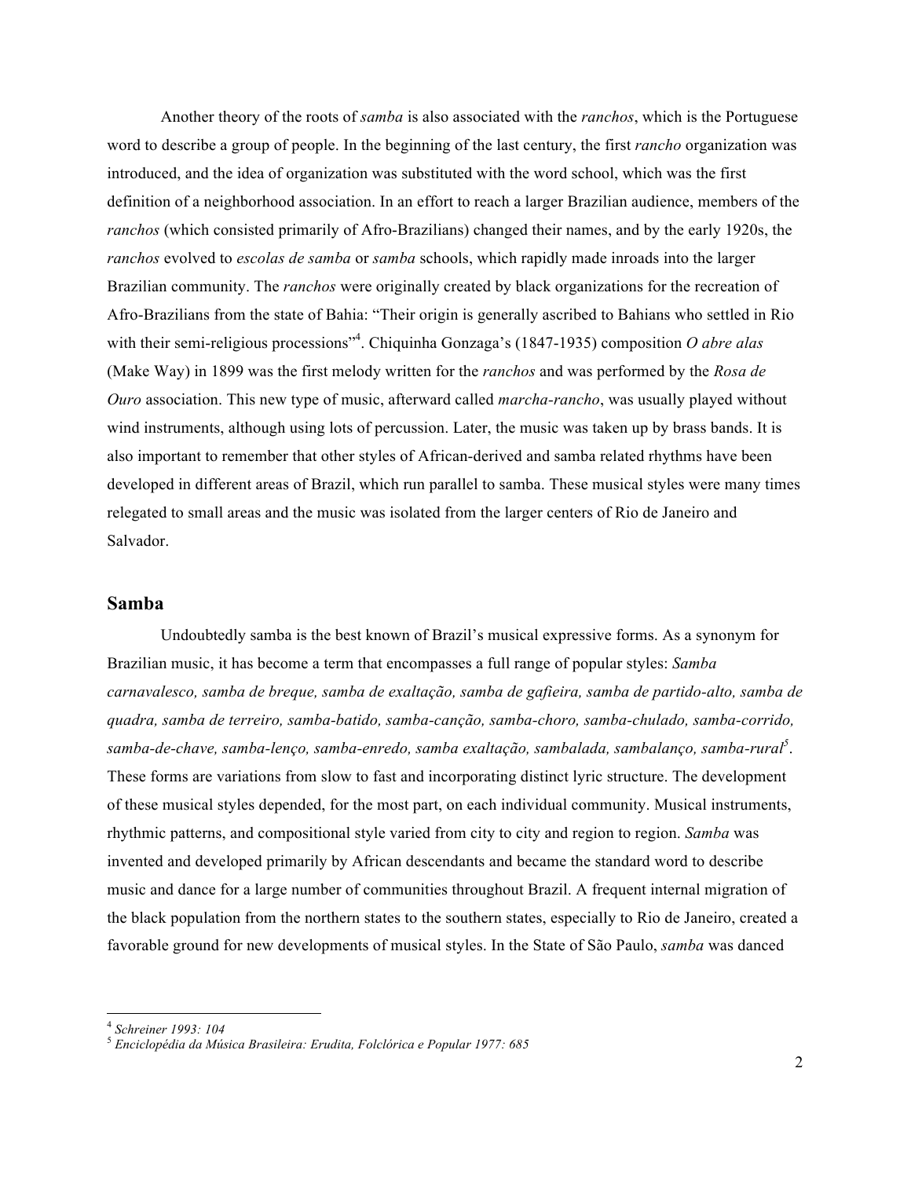Another theory of the roots of *samba* is also associated with the *ranchos*, which is the Portuguese word to describe a group of people. In the beginning of the last century, the first *rancho* organization was introduced, and the idea of organization was substituted with the word school, which was the first definition of a neighborhood association. In an effort to reach a larger Brazilian audience, members of the *ranchos* (which consisted primarily of Afro-Brazilians) changed their names, and by the early 1920s, the *ranchos* evolved to *escolas de samba* or *samba* schools, which rapidly made inroads into the larger Brazilian community. The *ranchos* were originally created by black organizations for the recreation of Afro-Brazilians from the state of Bahia: "Their origin is generally ascribed to Bahians who settled in Rio with their semi-religious processions"[4]. Chiquinha Gonzaga's (1847-1935) composition *O abre alas* (Make Way) in 1899 was the first melody written for the *ranchos* and was performed by the *Rosa de Ouro* association. This new type of music, afterward called *marcha-rancho*, was usually played without wind instruments, although using lots of percussion. Later, the music was taken up by brass bands. It is also important to remember that other styles of African-derived and samba related rhythms have been developed in different areas of Brazil, which run parallel to samba. These musical styles were many times relegated to small areas and the music was isolated from the larger centers of Rio de Janeiro and Salvador.

## Samba

Undoubtedly samba is the best known of Brazil's musical expressive forms. As a synonym for Brazilian music, it has become a term that encompasses a full range of popular styles: *Samba carnavalesco, samba de breque, samba de exaltação, samba de gafieira, samba de partido-alto, samba de quadra, samba de terreiro, samba-batido, samba-canção, samba-choro, samba-chulado, samba-corrido, samba-de-chave, samba-lenço, samba-enredo, samba exaltação, sambalada, sambalanço, samba-rural*[5]. These forms are variations from slow to fast and incorporating distinct lyric structure. The development of these musical styles depended, for the most part, on each individual community. Musical instruments, rhythmic patterns, and compositional style varied from city to city and region to region. *Samba* was invented and developed primarily by African descendants and became the standard word to describe music and dance for a large number of communities throughout Brazil. A frequent internal migration of the black population from the northern states to the southern states, especially to Rio de Janeiro, created a favorable ground for new developments of musical styles. In the State of São Paulo, *samba* was danced

[4] *Schreiner 1993: 104*

[5] *Enciclopédia da Música Brasileira: Erudita, Folclórica e Popular 1977: 685*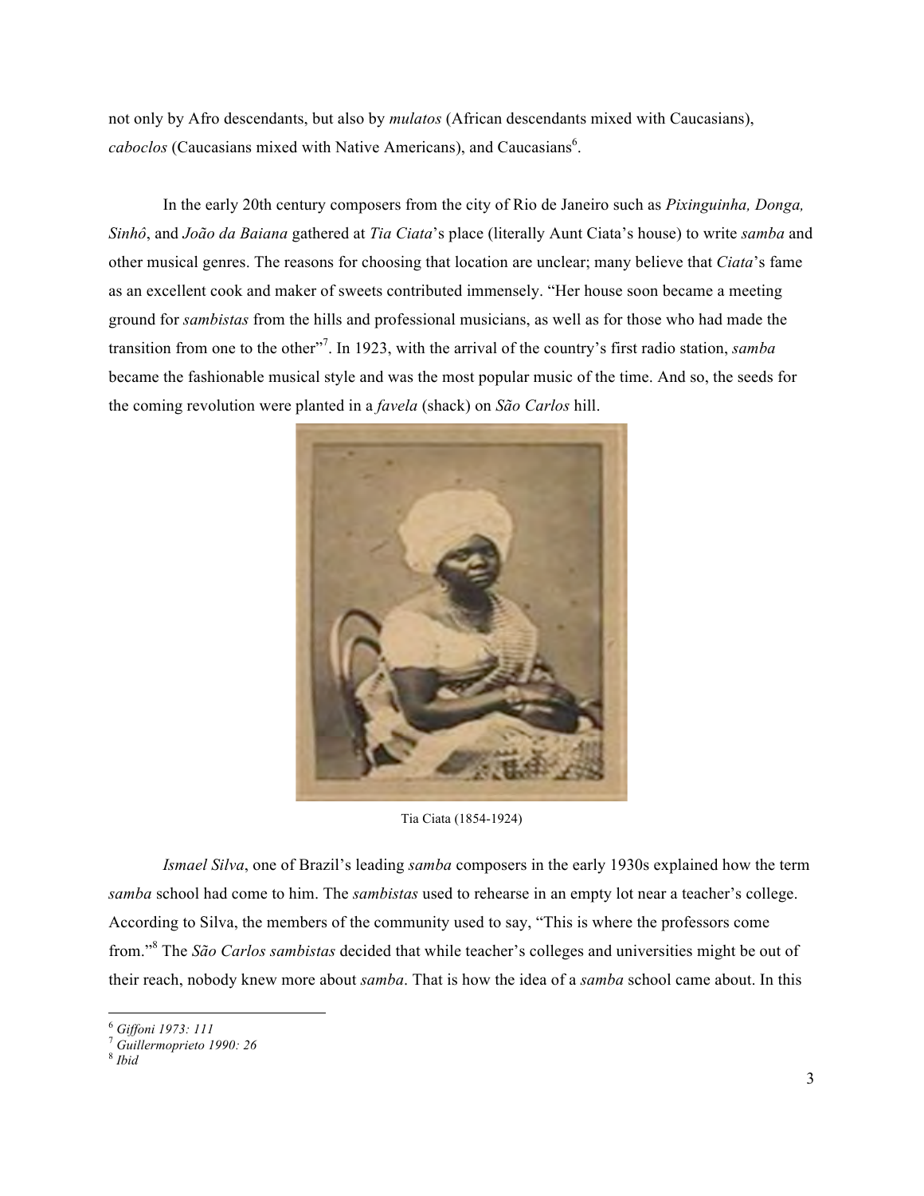not only by Afro descendants, but also by *mulatos* (African descendants mixed with Caucasians), *caboclos* (Caucasians mixed with Native Americans), and Caucasians[6].

In the early 20th century composers from the city of Rio de Janeiro such as *Pixinguinha, Donga, Sinhô*, and *João da Baiana* gathered at *Tia Ciata*'s place (literally Aunt Ciata's house) to write *samba* and other musical genres. The reasons for choosing that location are unclear; many believe that *Ciata*'s fame as an excellent cook and maker of sweets contributed immensely. "Her house soon became a meeting ground for *sambistas* from the hills and professional musicians, as well as for those who had made the transition from one to the other"[7]. In 1923, with the arrival of the country's first radio station, *samba* became the fashionable musical style and was the most popular music of the time. And so, the seeds for the coming revolution were planted in a *favela* (shack) on *São Carlos* hill.

Tia Ciata (1854-1924)

*Ismael Silva*, one of Brazil's leading *samba* composers in the early 1930s explained how the term *samba* school had come to him. The *sambistas* used to rehearse in an empty lot near a teacher's college. According to Silva, the members of the community used to say, "This is where the professors come from."[8] The *São Carlos sambistas* decided that while teacher's colleges and universities might be out of their reach, nobody knew more about *samba*. That is how the idea of a *samba* school came about. In this

---

[6] *Giffoni 1973: 111*
[7] *Guillermoprieto 1990: 26*
[8] *Ibid*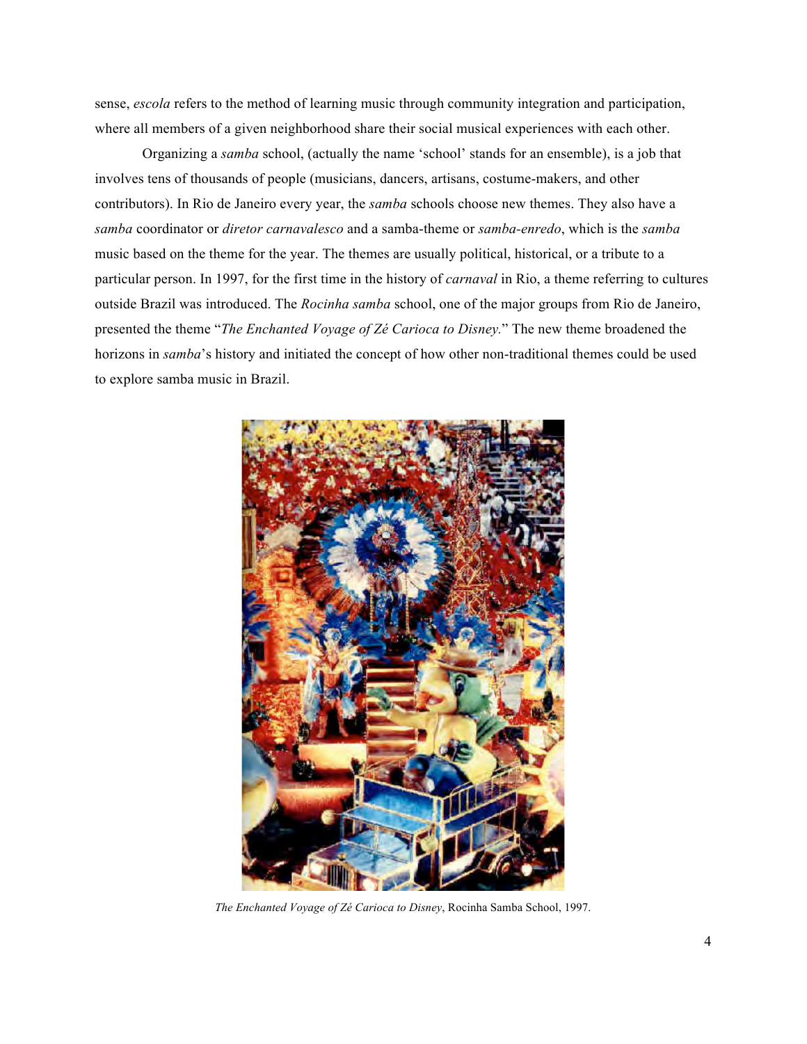sense, *escola* refers to the method of learning music through community integration and participation, where all members of a given neighborhood share their social musical experiences with each other.

Organizing a *samba* school, (actually the name 'school' stands for an ensemble), is a job that involves tens of thousands of people (musicians, dancers, artisans, costume-makers, and other contributors). In Rio de Janeiro every year, the *samba* schools choose new themes. They also have a *samba* coordinator or *diretor carnavalesco* and a samba-theme or *samba-enredo*, which is the *samba* music based on the theme for the year. The themes are usually political, historical, or a tribute to a particular person. In 1997, for the first time in the history of *carnaval* in Rio, a theme referring to cultures outside Brazil was introduced. The *Rocinha samba* school, one of the major groups from Rio de Janeiro, presented the theme "*The Enchanted Voyage of Zé Carioca to Disney.*" The new theme broadened the horizons in *samba*'s history and initiated the concept of how other non-traditional themes could be used to explore samba music in Brazil.

*The Enchanted Voyage of Zé Carioca to Disney*, Rocinha Samba School, 1997.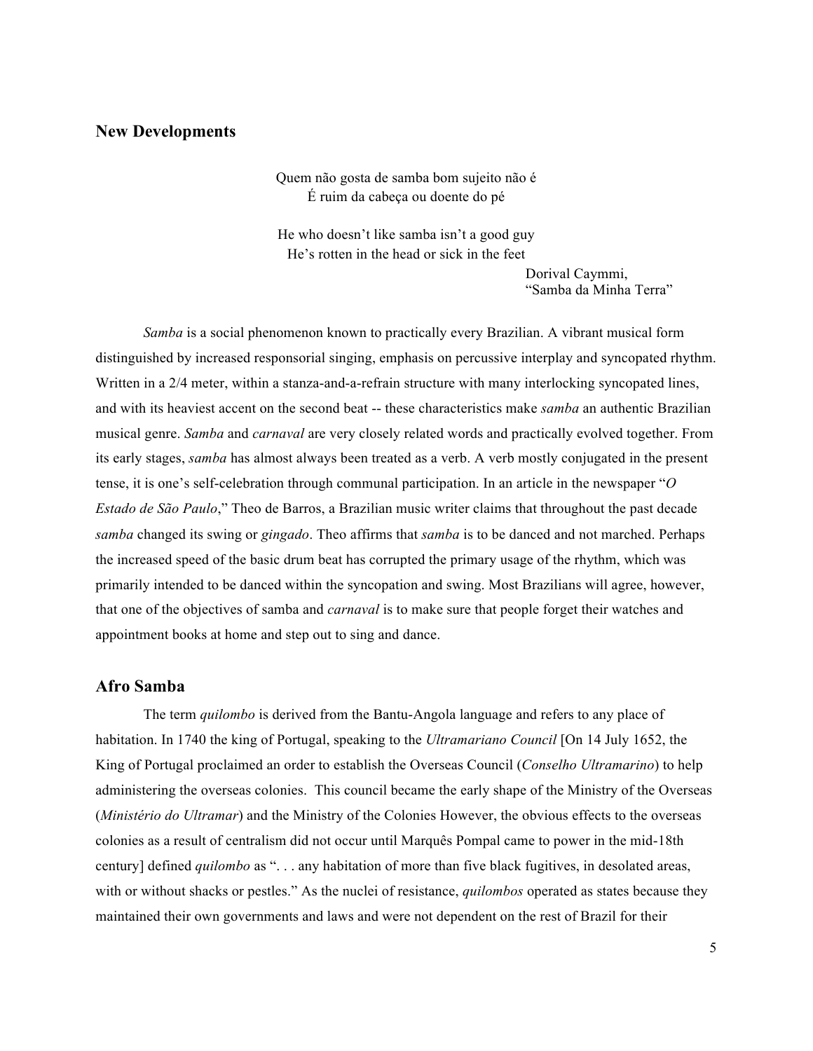## New Developments

Quem não gosta de samba bom sujeito não é
É ruim da cabeça ou doente do pé

He who doesn't like samba isn't a good guy
He's rotten in the head or sick in the feet

Dorival Caymmi,
"Samba da Minha Terra"

*Samba* is a social phenomenon known to practically every Brazilian. A vibrant musical form distinguished by increased responsorial singing, emphasis on percussive interplay and syncopated rhythm. Written in a 2/4 meter, within a stanza-and-a-refrain structure with many interlocking syncopated lines, and with its heaviest accent on the second beat -- these characteristics make *samba* an authentic Brazilian musical genre. *Samba* and *carnaval* are very closely related words and practically evolved together. From its early stages, *samba* has almost always been treated as a verb. A verb mostly conjugated in the present tense, it is one's self-celebration through communal participation. In an article in the newspaper "*O Estado de São Paulo*," Theo de Barros, a Brazilian music writer claims that throughout the past decade *samba* changed its swing or *gingado*. Theo affirms that *samba* is to be danced and not marched. Perhaps the increased speed of the basic drum beat has corrupted the primary usage of the rhythm, which was primarily intended to be danced within the syncopation and swing. Most Brazilians will agree, however, that one of the objectives of samba and *carnaval* is to make sure that people forget their watches and appointment books at home and step out to sing and dance.

## Afro Samba

The term *quilombo* is derived from the Bantu-Angola language and refers to any place of habitation. In 1740 the king of Portugal, speaking to the *Ultramariano Council* [On 14 July 1652, the King of Portugal proclaimed an order to establish the Overseas Council (*Conselho Ultramarino*) to help administering the overseas colonies. This council became the early shape of the Ministry of the Overseas (*Ministério do Ultramar*) and the Ministry of the Colonies However, the obvious effects to the overseas colonies as a result of centralism did not occur until Marquês Pompal came to power in the mid-18th century] defined *quilombo* as ". . . any habitation of more than five black fugitives, in desolated areas, with or without shacks or pestles." As the nuclei of resistance, *quilombos* operated as states because they maintained their own governments and laws and were not dependent on the rest of Brazil for their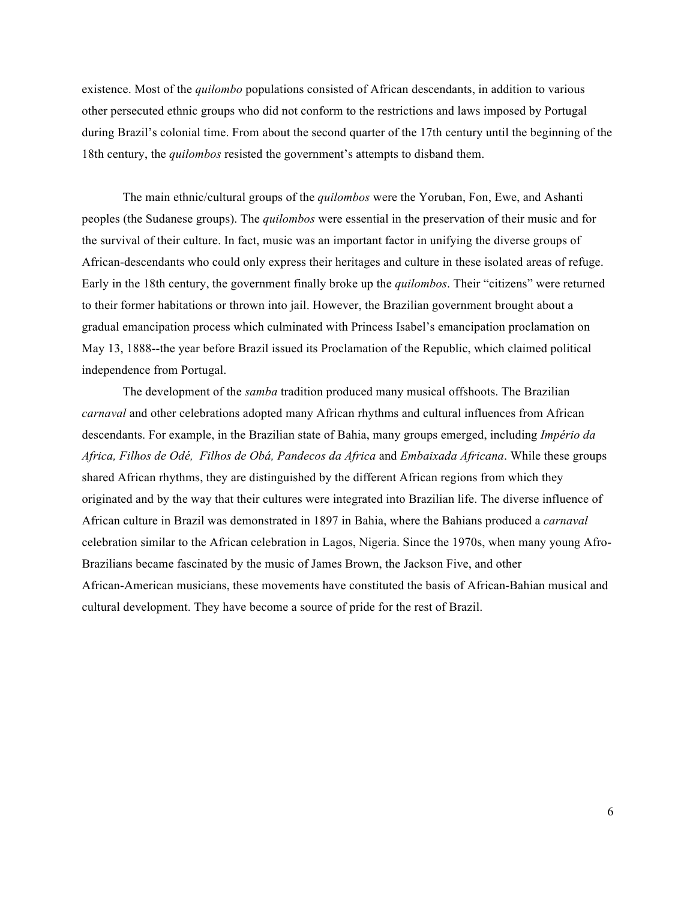existence. Most of the *quilombo* populations consisted of African descendants, in addition to various other persecuted ethnic groups who did not conform to the restrictions and laws imposed by Portugal during Brazil's colonial time. From about the second quarter of the 17th century until the beginning of the 18th century, the *quilombos* resisted the government's attempts to disband them.

The main ethnic/cultural groups of the *quilombos* were the Yoruban, Fon, Ewe, and Ashanti peoples (the Sudanese groups). The *quilombos* were essential in the preservation of their music and for the survival of their culture. In fact, music was an important factor in unifying the diverse groups of African-descendants who could only express their heritages and culture in these isolated areas of refuge. Early in the 18th century, the government finally broke up the *quilombos*. Their "citizens" were returned to their former habitations or thrown into jail. However, the Brazilian government brought about a gradual emancipation process which culminated with Princess Isabel's emancipation proclamation on May 13, 1888--the year before Brazil issued its Proclamation of the Republic, which claimed political independence from Portugal.

The development of the *samba* tradition produced many musical offshoots. The Brazilian *carnaval* and other celebrations adopted many African rhythms and cultural influences from African descendants. For example, in the Brazilian state of Bahia, many groups emerged, including *Império da Africa, Filhos de Odé, Filhos de Obá, Pandecos da Africa* and *Embaixada Africana*. While these groups shared African rhythms, they are distinguished by the different African regions from which they originated and by the way that their cultures were integrated into Brazilian life. The diverse influence of African culture in Brazil was demonstrated in 1897 in Bahia, where the Bahians produced a *carnaval* celebration similar to the African celebration in Lagos, Nigeria. Since the 1970s, when many young Afro-Brazilians became fascinated by the music of James Brown, the Jackson Five, and other African-American musicians, these movements have constituted the basis of African-Bahian musical and cultural development. They have become a source of pride for the rest of Brazil.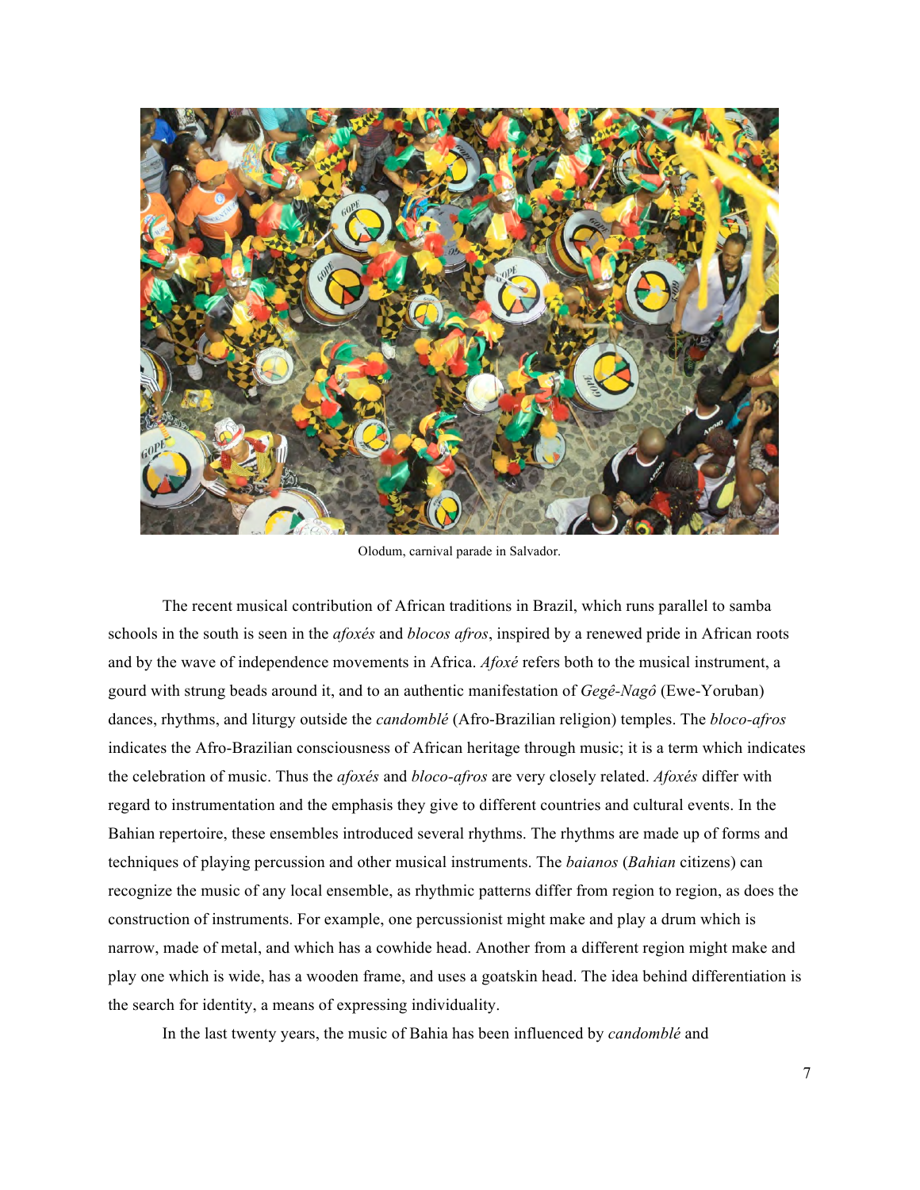Olodum, carnival parade in Salvador.

The recent musical contribution of African traditions in Brazil, which runs parallel to samba schools in the south is seen in the *afoxés* and *blocos afros*, inspired by a renewed pride in African roots and by the wave of independence movements in Africa. *Afoxé* refers both to the musical instrument, a gourd with strung beads around it, and to an authentic manifestation of *Gegê-Nagô* (Ewe-Yoruban) dances, rhythms, and liturgy outside the *candomblé* (Afro-Brazilian religion) temples. The *bloco-afros* indicates the Afro-Brazilian consciousness of African heritage through music; it is a term which indicates the celebration of music. Thus the *afoxés* and *bloco-afros* are very closely related. *Afoxés* differ with regard to instrumentation and the emphasis they give to different countries and cultural events. In the Bahian repertoire, these ensembles introduced several rhythms. The rhythms are made up of forms and techniques of playing percussion and other musical instruments. The *baianos* (*Bahian* citizens) can recognize the music of any local ensemble, as rhythmic patterns differ from region to region, as does the construction of instruments. For example, one percussionist might make and play a drum which is narrow, made of metal, and which has a cowhide head. Another from a different region might make and play one which is wide, has a wooden frame, and uses a goatskin head. The idea behind differentiation is the search for identity, a means of expressing individuality.

In the last twenty years, the music of Bahia has been influenced by *candomblé* and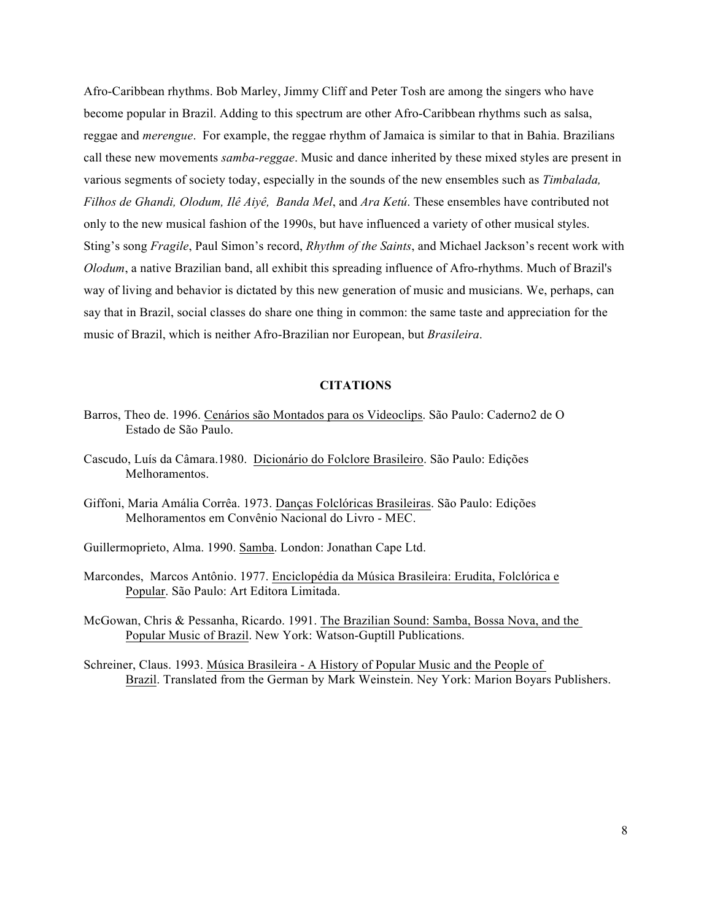Afro-Caribbean rhythms. Bob Marley, Jimmy Cliff and Peter Tosh are among the singers who have become popular in Brazil. Adding to this spectrum are other Afro-Caribbean rhythms such as salsa, reggae and *merengue*. For example, the reggae rhythm of Jamaica is similar to that in Bahia. Brazilians call these new movements *samba-reggae*. Music and dance inherited by these mixed styles are present in various segments of society today, especially in the sounds of the new ensembles such as *Timbalada, Filhos de Ghandi, Olodum, Ilê Aiyê, Banda Mel*, and *Ara Ketú*. These ensembles have contributed not only to the new musical fashion of the 1990s, but have influenced a variety of other musical styles. Sting's song *Fragile*, Paul Simon's record, *Rhythm of the Saints*, and Michael Jackson's recent work with *Olodum*, a native Brazilian band, all exhibit this spreading influence of Afro-rhythms. Much of Brazil's way of living and behavior is dictated by this new generation of music and musicians. We, perhaps, can say that in Brazil, social classes do share one thing in common: the same taste and appreciation for the music of Brazil, which is neither Afro-Brazilian nor European, but *Brasileira*.

## CITATIONS

Barros, Theo de. 1996. Cenários são Montados para os Videoclips. São Paulo: Caderno2 de O Estado de São Paulo.

Cascudo, Luís da Câmara.1980. Dicionário do Folclore Brasileiro. São Paulo: Edições Melhoramentos.

Giffoni, Maria Amália Corrêa. 1973. Danças Folclóricas Brasileiras. São Paulo: Edições Melhoramentos em Convênio Nacional do Livro - MEC.

Guillermoprieto, Alma. 1990. Samba. London: Jonathan Cape Ltd.

Marcondes, Marcos Antônio. 1977. Enciclopédia da Música Brasileira: Erudita, Folclórica e Popular. São Paulo: Art Editora Limitada.

McGowan, Chris & Pessanha, Ricardo. 1991. The Brazilian Sound: Samba, Bossa Nova, and the Popular Music of Brazil. New York: Watson-Guptill Publications.

Schreiner, Claus. 1993. Música Brasileira - A History of Popular Music and the People of Brazil. Translated from the German by Mark Weinstein. Ney York: Marion Boyars Publishers.